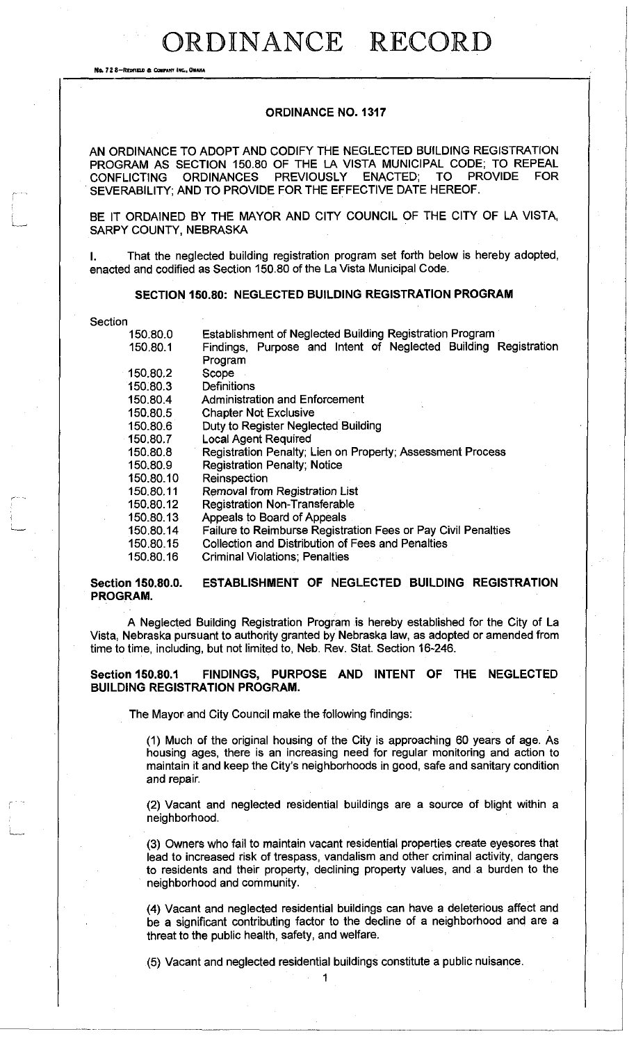# ORDINANCE RECORD

No. 72 8—REDFIELD & COMPANY INC., OMAHA

## ORDINANCE NO. 1317

AN ORDINANCE TO ADOPT AND CODIFY THE NEGLECTED BUILDING REGISTRATION PROGRAM AS SECTION 150.80 OF THE LA VISTA MUNICIPAL CODE; TO REPEAL CONFLICTING ORDINANCES PREVIOUSLY ENACTED; TO PROVIDE FOR SEVERABILITY; AND TO PROVIDE FOR THE EFFECTIVE DATE HEREOF.

BE IT ORDAINED BY THE MAYOR AND CITY COUNCIL OF THE CITY OF LA VISTA, SARPY COUNTY, NEBRASKA

I. That the neglected building registration program set forth below is hereby adopted, enacted and codified as Section 150.80 of the La Vista Municipal Code.

### SECTION 150.80: NEGLECTED BUILDING REGISTRATION PROGRAM

Section

| | |
|---|---|
| 150.80.0 | Establishment of Neglected Building Registration Program |
| 150.80.1 | Findings, Purpose and Intent of Neglected Building Registration Program |
| 150.80.2 | Scope |
| 150.80.3 | Definitions |
| 150.80.4 | Administration and Enforcement |
| 150.80.5 | Chapter Not Exclusive |
| 150.80.6 | Duty to Register Neglected Building |
| 150.80.7 | Local Agent Required |
| 150.80.8 | Registration Penalty; Lien on Property; Assessment Process |
| 150.80.9 | Registration Penalty; Notice |
| 150.80.10 | Reinspection |
| 150.80.11 | Removal from Registration List |
| 150.80.12 | Registration Non-Transferable |
| 150.80.13 | Appeals to Board of Appeals |
| 150.80.14 | Failure to Reimburse Registration Fees or Pay Civil Penalties |
| 150.80.15 | Collection and Distribution of Fees and Penalties |
| 150.80.16 | Criminal Violations; Penalties |

**Section 150.80.0. ESTABLISHMENT OF NEGLECTED BUILDING REGISTRATION PROGRAM.**

A Neglected Building Registration Program is hereby established for the City of La Vista, Nebraska pursuant to authority granted by Nebraska law, as adopted or amended from time to time, including, but not limited to, Neb. Rev. Stat. Section 16-246.

**Section 150.80.1 FINDINGS, PURPOSE AND INTENT OF THE NEGLECTED BUILDING REGISTRATION PROGRAM.**

The Mayor and City Council make the following findings:

(1) Much of the original housing of the City is approaching 60 years of age. As housing ages, there is an increasing need for regular monitoring and action to maintain it and keep the City's neighborhoods in good, safe and sanitary condition and repair.

(2) Vacant and neglected residential buildings are a source of blight within a neighborhood.

(3) Owners who fail to maintain vacant residential properties create eyesores that lead to increased risk of trespass, vandalism and other criminal activity, dangers to residents and their property, declining property values, and a burden to the neighborhood and community.

(4) Vacant and neglected residential buildings can have a deleterious affect and be a significant contributing factor to the decline of a neighborhood and are a threat to the public health, safety, and welfare.

(5) Vacant and neglected residential buildings constitute a public nuisance.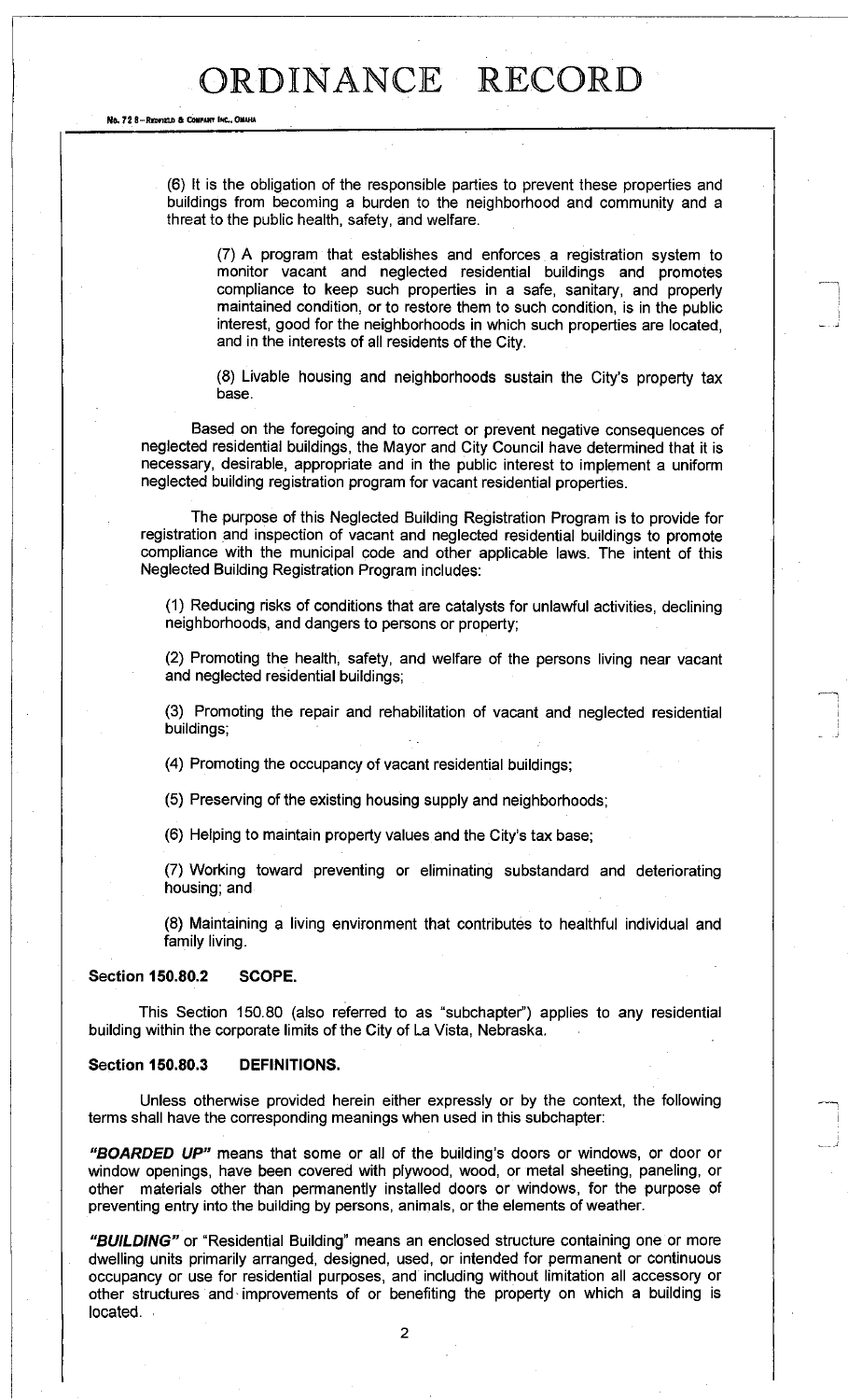(6) It is the obligation of the responsible parties to prevent these properties and buildings from becoming a burden to the neighborhood and community and a threat to the public health, safety, and welfare.

(7) A program that establishes and enforces a registration system to monitor vacant and neglected residential buildings and promotes compliance to keep such properties in a safe, sanitary, and properly maintained condition, or to restore them to such condition, is in the public interest, good for the neighborhoods in which such properties are located, and in the interests of all residents of the City.

(8) Livable housing and neighborhoods sustain the City's property tax base.

Based on the foregoing and to correct or prevent negative consequences of neglected residential buildings, the Mayor and City Council have determined that it is necessary, desirable, appropriate and in the public interest to implement a uniform neglected building registration program for vacant residential properties.

The purpose of this Neglected Building Registration Program is to provide for registration and inspection of vacant and neglected residential buildings to promote compliance with the municipal code and other applicable laws. The intent of this Neglected Building Registration Program includes:

(1) Reducing risks of conditions that are catalysts for unlawful activities, declining neighborhoods, and dangers to persons or property;

(2) Promoting the health, safety, and welfare of the persons living near vacant and neglected residential buildings;

(3) Promoting the repair and rehabilitation of vacant and neglected residential buildings;

(4) Promoting the occupancy of vacant residential buildings;

(5) Preserving of the existing housing supply and neighborhoods;

(6) Helping to maintain property values and the City's tax base;

(7) Working toward preventing or eliminating substandard and deteriorating housing; and

(8) Maintaining a living environment that contributes to healthful individual and family living.

**Section 150.80.2 SCOPE.**

This Section 150.80 (also referred to as "subchapter") applies to any residential building within the corporate limits of the City of La Vista, Nebraska.

**Section 150.80.3 DEFINITIONS.**

Unless otherwise provided herein either expressly or by the context, the following terms shall have the corresponding meanings when used in this subchapter:

***"BOARDED UP"*** means that some or all of the building's doors or windows, or door or window openings, have been covered with plywood, wood, or metal sheeting, paneling, or other materials other than permanently installed doors or windows, for the purpose of preventing entry into the building by persons, animals, or the elements of weather.

***"BUILDING"*** or "Residential Building" means an enclosed structure containing one or more dwelling units primarily arranged, designed, used, or intended for permanent or continuous occupancy or use for residential purposes, and including without limitation all accessory or other structures and improvements of or benefiting the property on which a building is located.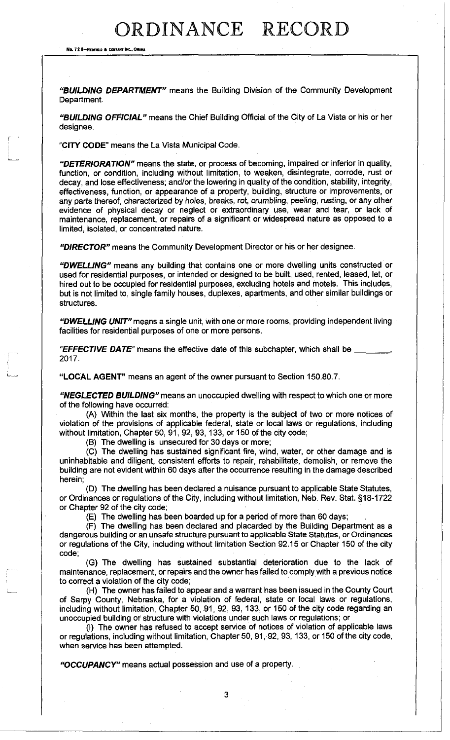***"BUILDING DEPARTMENT"*** means the Building Division of the Community Development Department.

***"BUILDING OFFICIAL"*** means the Chief Building Official of the City of La Vista or his or her designee.

**"CITY CODE"** means the La Vista Municipal Code.

***"DETERIORATION"*** means the state, or process of becoming, impaired or inferior in quality, function, or condition, including without limitation, to weaken, disintegrate, corrode, rust or decay, and lose effectiveness; and/or the lowering in quality of the condition, stability, integrity, effectiveness, function, or appearance of a property, building, structure or improvements, or any parts thereof, characterized by holes, breaks, rot, crumbling, peeling, rusting, or any other evidence of physical decay or neglect or extraordinary use, wear and tear, or lack of maintenance, replacement, or repairs of a significant or widespread nature as opposed to a limited, isolated, or concentrated nature.

***"DIRECTOR"*** means the Community Development Director or his or her designee.

***"DWELLING"*** means any building that contains one or more dwelling units constructed or used for residential purposes, or intended or designed to be built, used, rented, leased, let, or hired out to be occupied for residential purposes, excluding hotels and motels. This includes, but is not limited to, single family houses, duplexes, apartments, and other similar buildings or structures.

***"DWELLING UNIT"*** means a single unit, with one or more rooms, providing independent living facilities for residential purposes of one or more persons.

***"EFFECTIVE DATE"*** means the effective date of this subchapter, which shall be ________, 2017.

**"LOCAL AGENT"** means an agent of the owner pursuant to Section 150.80.7.

***"NEGLECTED BUILDING"*** means an unoccupied dwelling with respect to which one or more of the following have occurred:

(A) Within the last six months, the property is the subject of two or more notices of violation of the provisions of applicable federal, state or local laws or regulations, including without limitation, Chapter 50, 91, 92, 93, 133, or 150 of the city code;

(B) The dwelling is unsecured for 30 days or more;

(C) The dwelling has sustained significant fire, wind, water, or other damage and is uninhabitable and diligent, consistent efforts to repair, rehabilitate, demolish, or remove the building are not evident within 60 days after the occurrence resulting in the damage described herein;

(D) The dwelling has been declared a nuisance pursuant to applicable State Statutes, or Ordinances or regulations of the City, including without limitation, Neb. Rev. Stat. §18-1722 or Chapter 92 of the city code;

(E) The dwelling has been boarded up for a period of more than 60 days;

(F) The dwelling has been declared and placarded by the Building Department as a dangerous building or an unsafe structure pursuant to applicable State Statutes, or Ordinances or regulations of the City, including without limitation Section 92.15 or Chapter 150 of the city code;

(G) The dwelling has sustained substantial deterioration due to the lack of maintenance, replacement, or repairs and the owner has failed to comply with a previous notice to correct a violation of the city code;

(H) The owner has failed to appear and a warrant has been issued in the County Court of Sarpy County, Nebraska, for a violation of federal, state or local laws or regulations, including without limitation, Chapter 50, 91, 92, 93, 133, or 150 of the city code regarding an unoccupied building or structure with violations under such laws or regulations; or

(I) The owner has refused to accept service of notices of violation of applicable laws or regulations, including without limitation, Chapter 50, 91, 92, 93, 133, or 150 of the city code, when service has been attempted.

***"OCCUPANCY"*** means actual possession and use of a property.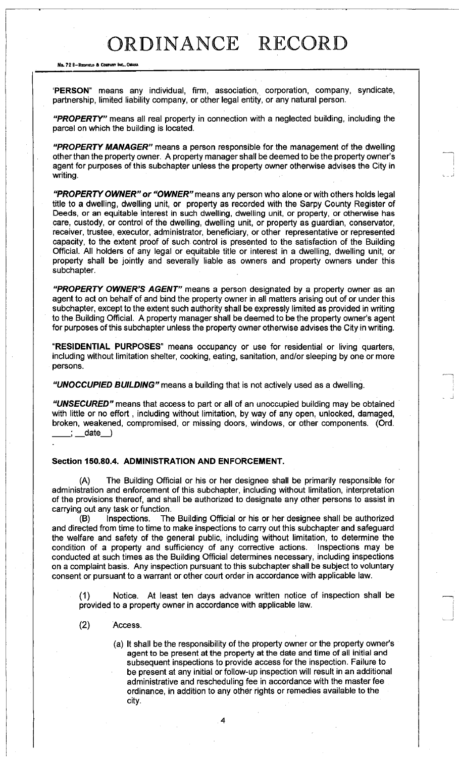"**PERSON**" means any individual, firm, association, corporation, company, syndicate, partnership, limited liability company, or other legal entity, or any natural person.

***"PROPERTY"*** means all real property in connection with a neglected building, including the parcel on which the building is located.

***"PROPERTY MANAGER"*** means a person responsible for the management of the dwelling other than the property owner. A property manager shall be deemed to be the property owner's agent for purposes of this subchapter unless the property owner otherwise advises the City in writing.

***"PROPERTY OWNER" or "OWNER"*** means any person who alone or with others holds legal title to a dwelling, dwelling unit, or property as recorded with the Sarpy County Register of Deeds, or an equitable interest in such dwelling, dwelling unit, or property, or otherwise has care, custody, or control of the dwelling, dwelling unit, or property as guardian, conservator, receiver, trustee, executor, administrator, beneficiary, or other representative or represented capacity, to the extent proof of such control is presented to the satisfaction of the Building Official. All holders of any legal or equitable title or interest in a dwelling, dwelling unit, or property shall be jointly and severally liable as owners and property owners under this subchapter.

***"PROPERTY OWNER'S AGENT"*** means a person designated by a property owner as an agent to act on behalf of and bind the property owner in all matters arising out of or under this subchapter, except to the extent such authority shall be expressly limited as provided in writing to the Building Official. A property manager shall be deemed to be the property owner's agent for purposes of this subchapter unless the property owner otherwise advises the City in writing.

"**RESIDENTIAL PURPOSES**" means occupancy or use for residential or living quarters, including without limitation shelter, cooking, eating, sanitation, and/or sleeping by one or more persons.

***"UNOCCUPIED BUILDING"*** means a building that is not actively used as a dwelling.

***"UNSECURED"*** means that access to part or all of an unoccupied building may be obtained with little or no effort , including without limitation, by way of any open, unlocked, damaged, broken, weakened, compromised, or missing doors, windows, or other components. (Ord. ____; __date__)

**Section 150.80.4. ADMINISTRATION AND ENFORCEMENT.**

(A) The Building Official or his or her designee shall be primarily responsible for administration and enforcement of this subchapter, including without limitation, interpretation of the provisions thereof, and shall be authorized to designate any other persons to assist in carrying out any task or function.

(B) Inspections. The Building Official or his or her designee shall be authorized and directed from time to time to make inspections to carry out this subchapter and safeguard the welfare and safety of the general public, including without limitation, to determine the condition of a property and sufficiency of any corrective actions. Inspections may be conducted at such times as the Building Official determines necessary, including inspections on a complaint basis. Any inspection pursuant to this subchapter shall be subject to voluntary consent or pursuant to a warrant or other court order in accordance with applicable law.

(1) Notice. At least ten days advance written notice of inspection shall be provided to a property owner in accordance with applicable law.

(2) Access.

(a) It shall be the responsibility of the property owner or the property owner's agent to be present at the property at the date and time of all initial and subsequent inspections to provide access for the inspection. Failure to be present at any initial or follow-up inspection will result in an additional administrative and rescheduling fee in accordance with the master fee ordinance, in addition to any other rights or remedies available to the city.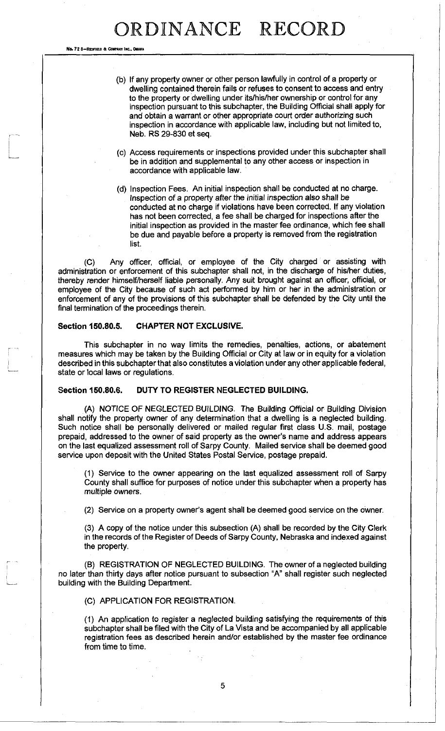(b) If any property owner or other person lawfully in control of a property or dwelling contained therein fails or refuses to consent to access and entry to the property or dwelling under its/his/her ownership or control for any inspection pursuant to this subchapter, the Building Official shall apply for and obtain a warrant or other appropriate court order authorizing such inspection in accordance with applicable law, including but not limited to, Neb. RS 29-830 et seq.

(c) Access requirements or inspections provided under this subchapter shall be in addition and supplemental to any other access or inspection in accordance with applicable law.

(d) Inspection Fees. An initial inspection shall be conducted at no charge. Inspection of a property after the initial inspection also shall be conducted at no charge if violations have been corrected. If any violation has not been corrected, a fee shall be charged for inspections after the initial inspection as provided in the master fee ordinance, which fee shall be due and payable before a property is removed from the registration list.

(C) Any officer, official, or employee of the City charged or assisting with administration or enforcement of this subchapter shall not, in the discharge of his/her duties, thereby render himself/herself liable personally. Any suit brought against an officer, official, or employee of the City because of such act performed by him or her in the administration or enforcement of any of the provisions of this subchapter shall be defended by the City until the final termination of the proceedings therein.

**Section 150.80.5. CHAPTER NOT EXCLUSIVE.**

This subchapter in no way limits the remedies, penalties, actions, or abatement measures which may be taken by the Building Official or City at law or in equity for a violation described in this subchapter that also constitutes a violation under any other applicable federal, state or local laws or regulations.

**Section 150.80.6. DUTY TO REGISTER NEGLECTED BUILDING.**

(A) NOTICE OF NEGLECTED BUILDING. The Building Official or Building Division shall notify the property owner of any determination that a dwelling is a neglected building. Such notice shall be personally delivered or mailed regular first class U.S. mail, postage prepaid, addressed to the owner of said property as the owner's name and address appears on the last equalized assessment roll of Sarpy County. Mailed service shall be deemed good service upon deposit with the United States Postal Service, postage prepaid.

(1) Service to the owner appearing on the last equalized assessment roll of Sarpy County shall suffice for purposes of notice under this subchapter when a property has multiple owners.

(2) Service on a property owner's agent shall be deemed good service on the owner.

(3) A copy of the notice under this subsection (A) shall be recorded by the City Clerk in the records of the Register of Deeds of Sarpy County, Nebraska and indexed against the property.

(B) REGISTRATION OF NEGLECTED BUILDING. The owner of a neglected building no later than thirty days after notice pursuant to subsection "A" shall register such neglected building with the Building Department.

(C) APPLICATION FOR REGISTRATION.

(1) An application to register a neglected building satisfying the requirements of this subchapter shall be filed with the City of La Vista and be accompanied by all applicable registration fees as described herein and/or established by the master fee ordinance from time to time.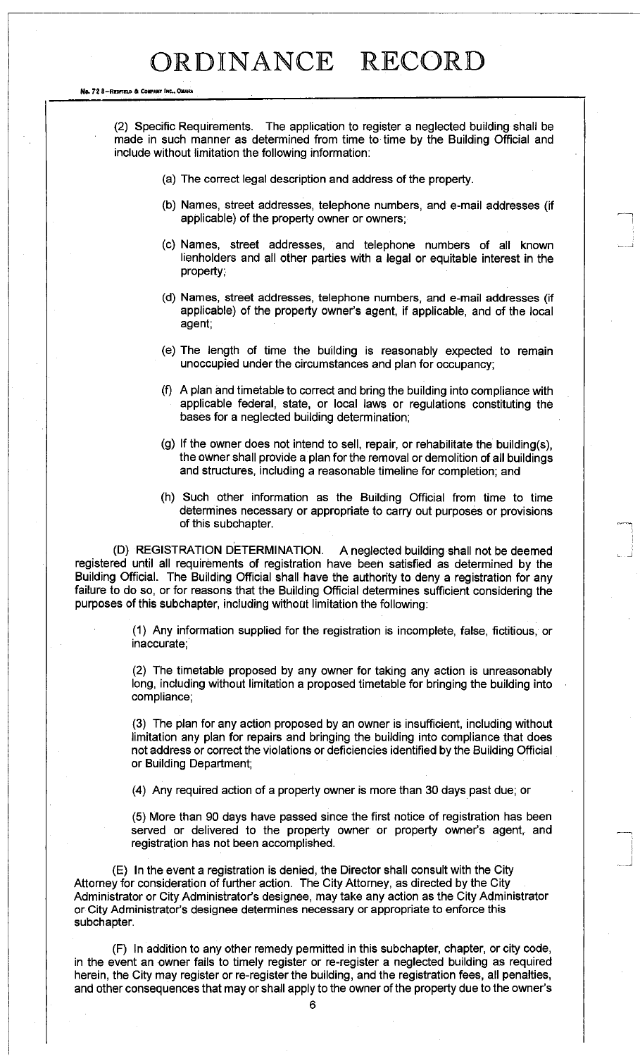(2) Specific Requirements. The application to register a neglected building shall be made in such manner as determined from time to time by the Building Official and include without limitation the following information:

(a) The correct legal description and address of the property.

(b) Names, street addresses, telephone numbers, and e-mail addresses (if applicable) of the property owner or owners;

(c) Names, street addresses, and telephone numbers of all known lienholders and all other parties with a legal or equitable interest in the property;

(d) Names, street addresses, telephone numbers, and e-mail addresses (if applicable) of the property owner's agent, if applicable, and of the local agent;

(e) The length of time the building is reasonably expected to remain unoccupied under the circumstances and plan for occupancy;

(f) A plan and timetable to correct and bring the building into compliance with applicable federal, state, or local laws or regulations constituting the bases for a neglected building determination;

(g) If the owner does not intend to sell, repair, or rehabilitate the building(s), the owner shall provide a plan for the removal or demolition of all buildings and structures, including a reasonable timeline for completion; and

(h) Such other information as the Building Official from time to time determines necessary or appropriate to carry out purposes or provisions of this subchapter.

(D) REGISTRATION DETERMINATION. A neglected building shall not be deemed registered until all requirements of registration have been satisfied as determined by the Building Official. The Building Official shall have the authority to deny a registration for any failure to do so, or for reasons that the Building Official determines sufficient considering the purposes of this subchapter, including without limitation the following:

(1) Any information supplied for the registration is incomplete, false, fictitious, or inaccurate;

(2) The timetable proposed by any owner for taking any action is unreasonably long, including without limitation a proposed timetable for bringing the building into compliance;

(3) The plan for any action proposed by an owner is insufficient, including without limitation any plan for repairs and bringing the building into compliance that does not address or correct the violations or deficiencies identified by the Building Official or Building Department;

(4) Any required action of a property owner is more than 30 days past due; or

(5) More than 90 days have passed since the first notice of registration has been served or delivered to the property owner or property owner's agent, and registration has not been accomplished.

(E) In the event a registration is denied, the Director shall consult with the City Attorney for consideration of further action. The City Attorney, as directed by the City Administrator or City Administrator's designee, may take any action as the City Administrator or City Administrator's designee determines necessary or appropriate to enforce this subchapter.

(F) In addition to any other remedy permitted in this subchapter, chapter, or city code, in the event an owner fails to timely register or re-register a neglected building as required herein, the City may register or re-register the building, and the registration fees, all penalties, and other consequences that may or shall apply to the owner of the property due to the owner's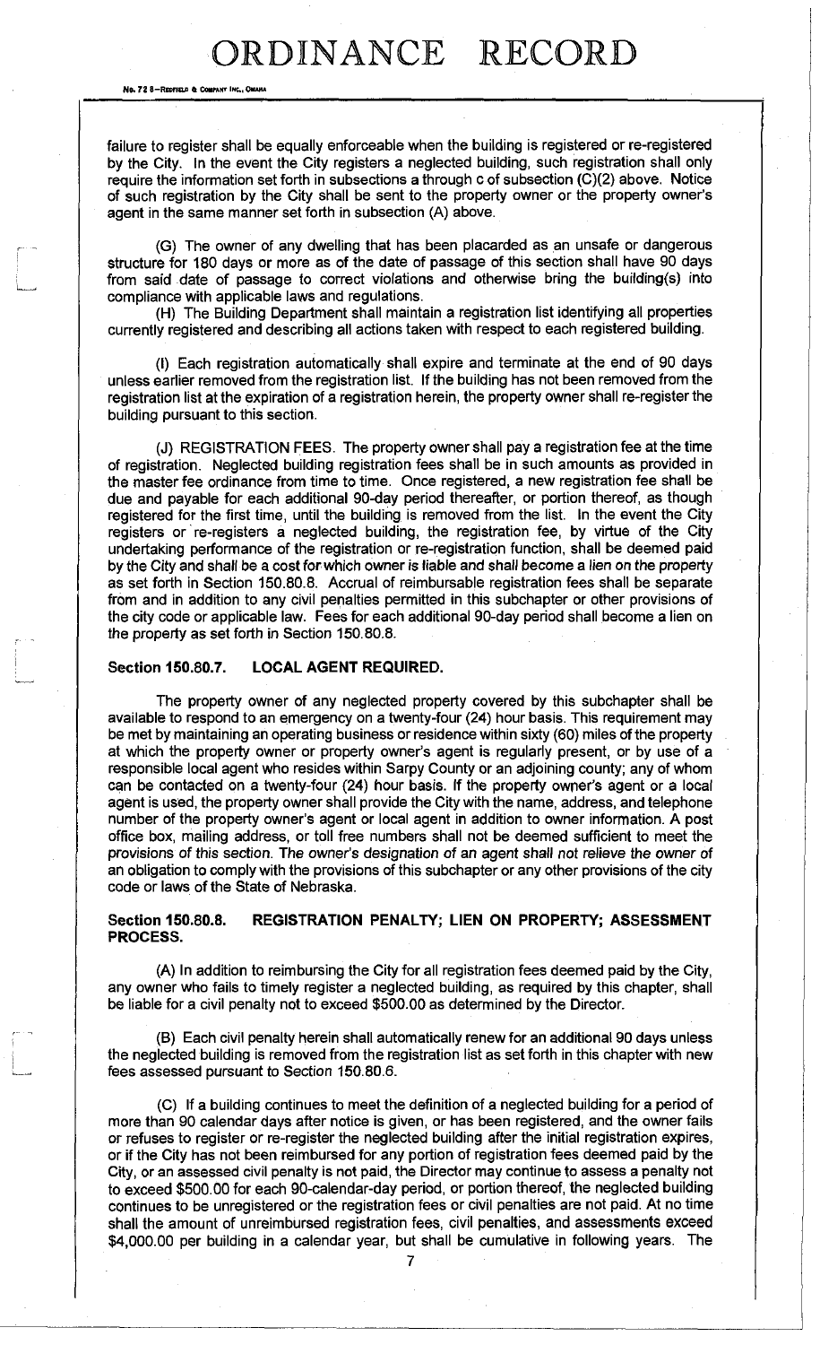failure to register shall be equally enforceable when the building is registered or re-registered by the City. In the event the City registers a neglected building, such registration shall only require the information set forth in subsections a through c of subsection (C)(2) above. Notice of such registration by the City shall be sent to the property owner or the property owner's agent in the same manner set forth in subsection (A) above.

(G) The owner of any dwelling that has been placarded as an unsafe or dangerous structure for 180 days or more as of the date of passage of this section shall have 90 days from said date of passage to correct violations and otherwise bring the building(s) into compliance with applicable laws and regulations.

(H) The Building Department shall maintain a registration list identifying all properties currently registered and describing all actions taken with respect to each registered building.

(I) Each registration automatically shall expire and terminate at the end of 90 days unless earlier removed from the registration list. If the building has not been removed from the registration list at the expiration of a registration herein, the property owner shall re-register the building pursuant to this section.

(J) REGISTRATION FEES. The property owner shall pay a registration fee at the time of registration. Neglected building registration fees shall be in such amounts as provided in the master fee ordinance from time to time. Once registered, a new registration fee shall be due and payable for each additional 90-day period thereafter, or portion thereof, as though registered for the first time, until the building is removed from the list. In the event the City registers or re-registers a neglected building, the registration fee, by virtue of the City undertaking performance of the registration or re-registration function, shall be deemed paid by the City and shall be a cost for which owner is liable and shall become a lien on the property as set forth in Section 150.80.8. Accrual of reimbursable registration fees shall be separate from and in addition to any civil penalties permitted in this subchapter or other provisions of the city code or applicable law. Fees for each additional 90-day period shall become a lien on the property as set forth in Section 150.80.8.

**Section 150.80.7. LOCAL AGENT REQUIRED.**

The property owner of any neglected property covered by this subchapter shall be available to respond to an emergency on a twenty-four (24) hour basis. This requirement may be met by maintaining an operating business or residence within sixty (60) miles of the property at which the property owner or property owner's agent is regularly present, or by use of a responsible local agent who resides within Sarpy County or an adjoining county; any of whom can be contacted on a twenty-four (24) hour basis. If the property owner's agent or a local agent is used, the property owner shall provide the City with the name, address, and telephone number of the property owner's agent or local agent in addition to owner information. A post office box, mailing address, or toll free numbers shall not be deemed sufficient to meet the provisions of this section. The owner's designation of an agent shall not relieve the owner of an obligation to comply with the provisions of this subchapter or any other provisions of the city code or laws of the State of Nebraska.

**Section 150.80.8. REGISTRATION PENALTY; LIEN ON PROPERTY; ASSESSMENT PROCESS.**

(A) In addition to reimbursing the City for all registration fees deemed paid by the City, any owner who fails to timely register a neglected building, as required by this chapter, shall be liable for a civil penalty not to exceed $500.00 as determined by the Director.

(B) Each civil penalty herein shall automatically renew for an additional 90 days unless the neglected building is removed from the registration list as set forth in this chapter with new fees assessed pursuant to Section 150.80.6.

(C) If a building continues to meet the definition of a neglected building for a period of more than 90 calendar days after notice is given, or has been registered, and the owner fails or refuses to register or re-register the neglected building after the initial registration expires, or if the City has not been reimbursed for any portion of registration fees deemed paid by the City, or an assessed civil penalty is not paid, the Director may continue to assess a penalty not to exceed $500.00 for each 90-calendar-day period, or portion thereof, the neglected building continues to be unregistered or the registration fees or civil penalties are not paid. At no time shall the amount of unreimbursed registration fees, civil penalties, and assessments exceed $4,000.00 per building in a calendar year, but shall be cumulative in following years. The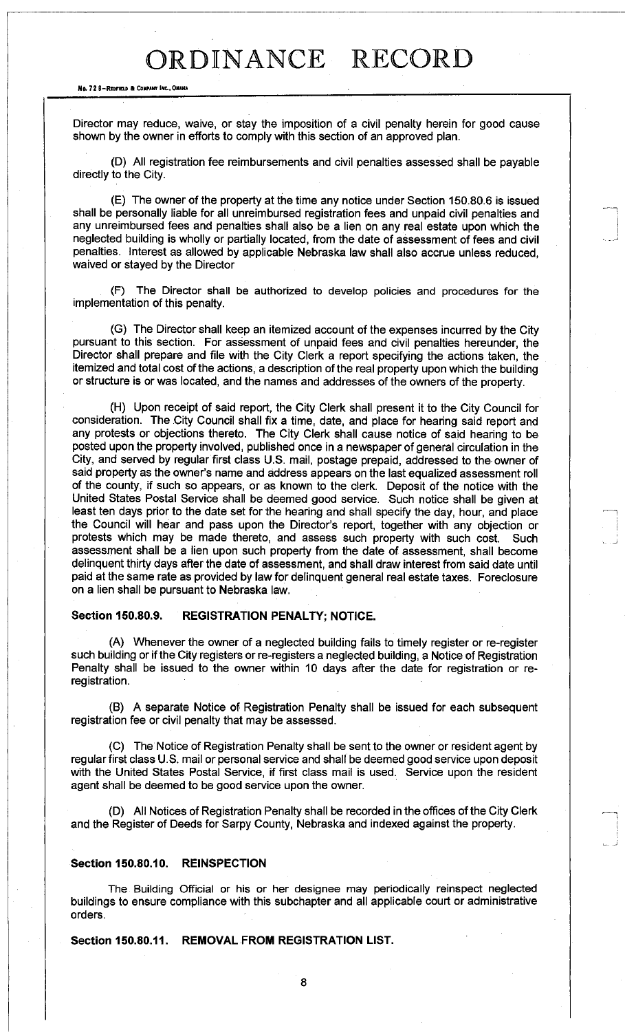Director may reduce, waive, or stay the imposition of a civil penalty herein for good cause shown by the owner in efforts to comply with this section of an approved plan.

(D) All registration fee reimbursements and civil penalties assessed shall be payable directly to the City.

(E) The owner of the property at the time any notice under Section 150.80.6 is issued shall be personally liable for all unreimbursed registration fees and unpaid civil penalties and any unreimbursed fees and penalties shall also be a lien on any real estate upon which the neglected building is wholly or partially located, from the date of assessment of fees and civil penalties. Interest as allowed by applicable Nebraska law shall also accrue unless reduced, waived or stayed by the Director

(F) The Director shall be authorized to develop policies and procedures for the implementation of this penalty.

(G) The Director shall keep an itemized account of the expenses incurred by the City pursuant to this section. For assessment of unpaid fees and civil penalties hereunder, the Director shall prepare and file with the City Clerk a report specifying the actions taken, the itemized and total cost of the actions, a description of the real property upon which the building or structure is or was located, and the names and addresses of the owners of the property.

(H) Upon receipt of said report, the City Clerk shall present it to the City Council for consideration. The City Council shall fix a time, date, and place for hearing said report and any protests or objections thereto. The City Clerk shall cause notice of said hearing to be posted upon the property involved, published once in a newspaper of general circulation in the City, and served by regular first class U.S. mail, postage prepaid, addressed to the owner of said property as the owner's name and address appears on the last equalized assessment roll of the county, if such so appears, or as known to the clerk. Deposit of the notice with the United States Postal Service shall be deemed good service. Such notice shall be given at least ten days prior to the date set for the hearing and shall specify the day, hour, and place the Council will hear and pass upon the Director's report, together with any objection or protests which may be made thereto, and assess such property with such cost. Such assessment shall be a lien upon such property from the date of assessment, shall become delinquent thirty days after the date of assessment, and shall draw interest from said date until paid at the same rate as provided by law for delinquent general real estate taxes. Foreclosure on a lien shall be pursuant to Nebraska law.

**Section 150.80.9. REGISTRATION PENALTY; NOTICE.**

(A) Whenever the owner of a neglected building fails to timely register or re-register such building or if the City registers or re-registers a neglected building, a Notice of Registration Penalty shall be issued to the owner within 10 days after the date for registration or re-registration.

(B) A separate Notice of Registration Penalty shall be issued for each subsequent registration fee or civil penalty that may be assessed.

(C) The Notice of Registration Penalty shall be sent to the owner or resident agent by regular first class U.S. mail or personal service and shall be deemed good service upon deposit with the United States Postal Service, if first class mail is used. Service upon the resident agent shall be deemed to be good service upon the owner.

(D) All Notices of Registration Penalty shall be recorded in the offices of the City Clerk and the Register of Deeds for Sarpy County, Nebraska and indexed against the property.

**Section 150.80.10. REINSPECTION**

The Building Official or his or her designee may periodically reinspect neglected buildings to ensure compliance with this subchapter and all applicable court or administrative orders.

**Section 150.80.11. REMOVAL FROM REGISTRATION LIST.**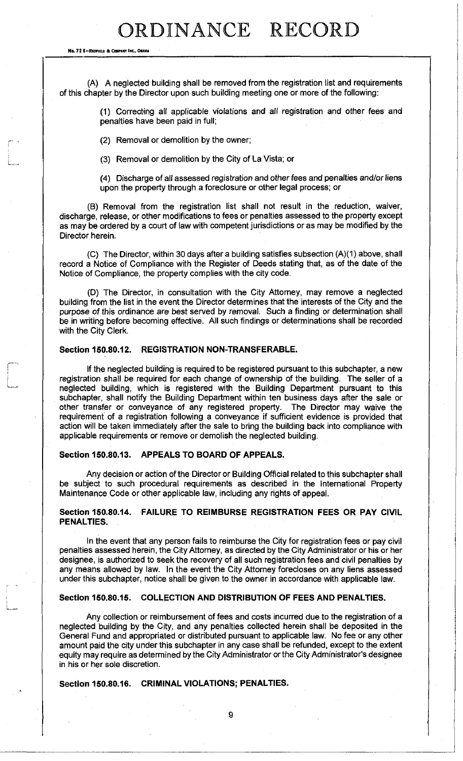(A) A neglected building shall be removed from the registration list and requirements of this chapter by the Director upon such building meeting one or more of the following:

(1) Correcting all applicable violations and all registration and other fees and penalties have been paid in full;

(2) Removal or demolition by the owner;

(3) Removal or demolition by the City of La Vista; or

(4) Discharge of all assessed registration and other fees and penalties and/or liens upon the property through a foreclosure or other legal process; or

(B) Removal from the registration list shall not result in the reduction, waiver, discharge, release, or other modifications to fees or penalties assessed to the property except as may be ordered by a court of law with competent jurisdictions or as may be modified by the Director herein.

(C) The Director, within 30 days after a building satisfies subsection (A)(1) above, shall record a Notice of Compliance with the Register of Deeds stating that, as of the date of the Notice of Compliance, the property complies with the city code.

(D) The Director, in consultation with the City Attorney, may remove a neglected building from the list in the event the Director determines that the interests of the City and the purpose of this ordinance are best served by removal. Such a finding or determination shall be in writing before becoming effective. All such findings or determinations shall be recorded with the City Clerk.

**Section 150.80.12. REGISTRATION NON-TRANSFERABLE.**

If the neglected building is required to be registered pursuant to this subchapter, a new registration shall be required for each change of ownership of the building. The seller of a neglected building, which is registered with the Building Department pursuant to this subchapter, shall notify the Building Department within ten business days after the sale or other transfer or conveyance of any registered property. The Director may waive the requirement of a registration following a conveyance if sufficient evidence is provided that action will be taken immediately after the sale to bring the building back into compliance with applicable requirements or remove or demolish the neglected building.

**Section 150.80.13. APPEALS TO BOARD OF APPEALS.**

Any decision or action of the Director or Building Official related to this subchapter shall be subject to such procedural requirements as described in the International Property Maintenance Code or other applicable law, including any rights of appeal.

**Section 150.80.14. FAILURE TO REIMBURSE REGISTRATION FEES OR PAY CIVIL PENALTIES.**

In the event that any person fails to reimburse the City for registration fees or pay civil penalties assessed herein, the City Attorney, as directed by the City Administrator or his or her designee, is authorized to seek the recovery of all such registration fees and civil penalties by any means allowed by law. In the event the City Attorney forecloses on any liens assessed under this subchapter, notice shall be given to the owner in accordance with applicable law.

**Section 150.80.15. COLLECTION AND DISTRIBUTION OF FEES AND PENALTIES.**

Any collection or reimbursement of fees and costs incurred due to the registration of a neglected building by the City, and any penalties collected herein shall be deposited in the General Fund and appropriated or distributed pursuant to applicable law. No fee or any other amount paid the city under this subchapter in any case shall be refunded, except to the extent equity may require as determined by the City Administrator or the City Administrator's designee in his or her sole discretion.

**Section 150.80.16. CRIMINAL VIOLATIONS; PENALTIES.**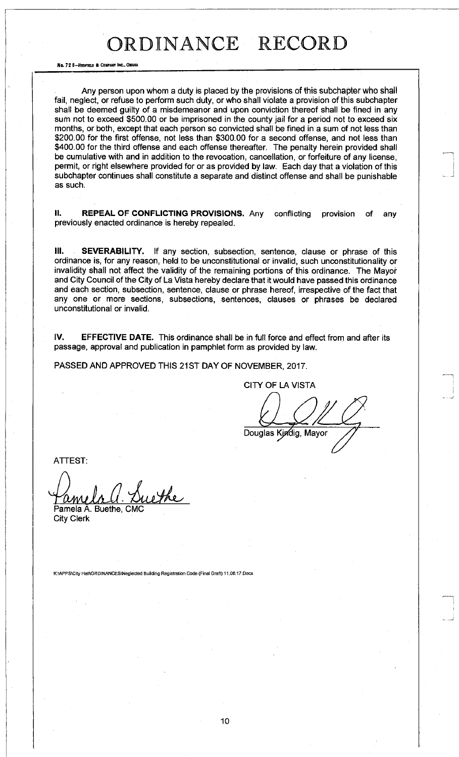// 
# ORDINANCE RECORD

No. 72 8—REDFIELD & COMPANY INC., OMAHA

Any person upon whom a duty is placed by the provisions of this subchapter who shall fail, neglect, or refuse to perform such duty, or who shall violate a provision of this subchapter shall be deemed guilty of a misdemeanor and upon conviction thereof shall be fined in any sum not to exceed $500.00 or be imprisoned in the county jail for a period not to exceed six months, or both, except that each person so convicted shall be fined in a sum of not less than $200.00 for the first offense, not less than $300.00 for a second offense, and not less than $400.00 for the third offense and each offense thereafter. The penalty herein provided shall be cumulative with and in addition to the revocation, cancellation, or forfeiture of any license, permit, or right elsewhere provided for or as provided by law. Each day that a violation of this subchapter continues shall constitute a separate and distinct offense and shall be punishable as such.

**II. REPEAL OF CONFLICTING PROVISIONS.** Any conflicting provision of any previously enacted ordinance is hereby repealed.

**III. SEVERABILITY.** If any section, subsection, sentence, clause or phrase of this ordinance is, for any reason, held to be unconstitutional or invalid, such unconstitutionality or invalidity shall not affect the validity of the remaining portions of this ordinance. The Mayor and City Council of the City of La Vista hereby declare that it would have passed this ordinance and each section, subsection, sentence, clause or phrase hereof, irrespective of the fact that any one or more sections, subsections, sentences, clauses or phrases be declared unconstitutional or invalid.

**IV. EFFECTIVE DATE.** This ordinance shall be in full force and effect from and after its passage, approval and publication in pamphlet form as provided by law.

PASSED AND APPROVED THIS 21ST DAY OF NOVEMBER, 2017.

CITY OF LA VISTA

Douglas Kindig, Mayor

ATTEST:

Pamela A. Buethe, CMC
City Clerk

K:\APPS\City Hall\ORDINANCES\Neglected Building Registration Code (Final Draft) 11.08.17.Docx